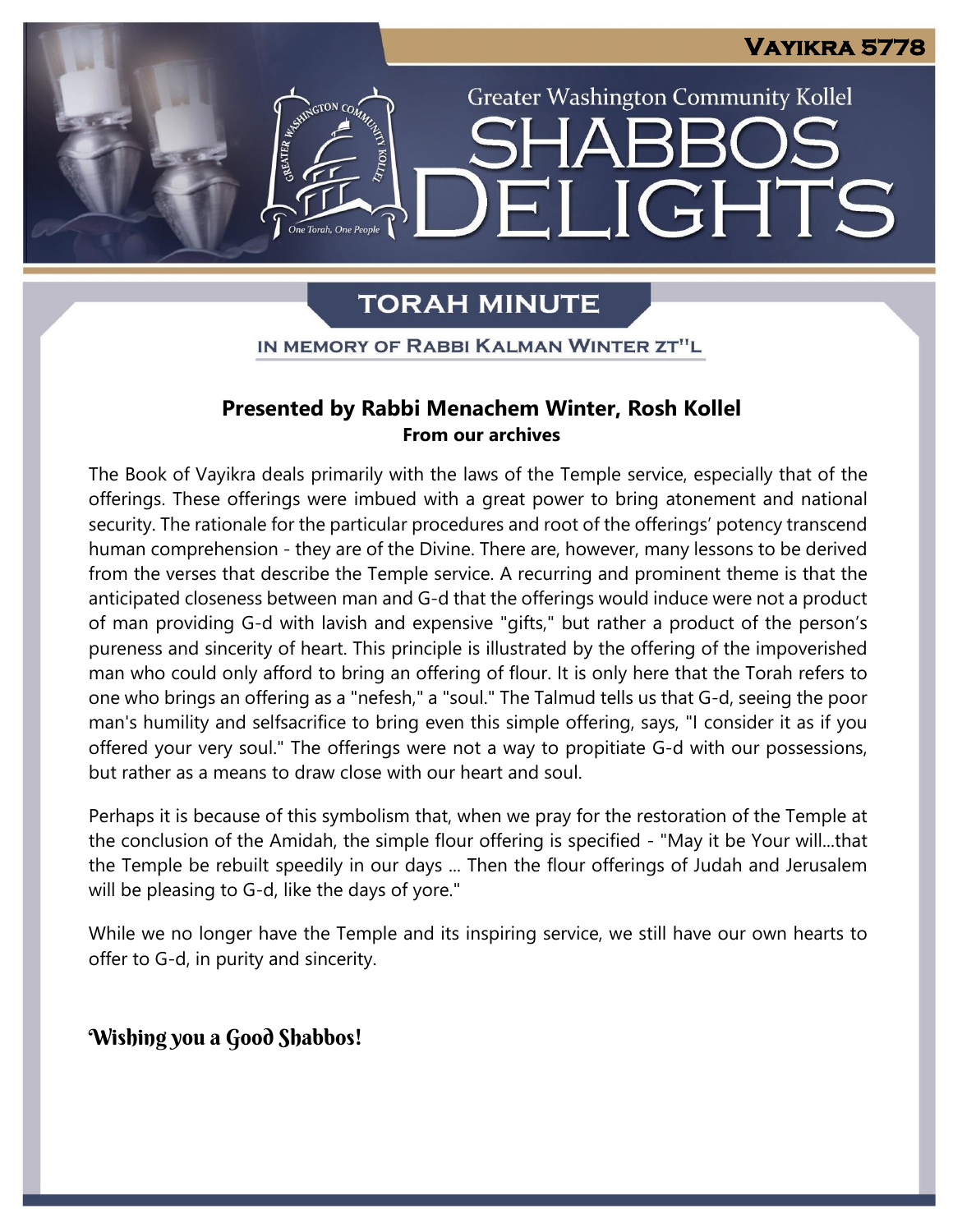# Vayikra 5778

Greater Washington Community Kollel

# SHABBOS DELIGHTS

## TORAH MINUTE

IN MEMORY OF RABBI KALMAN WINTER ZT"L

### Presented by Rabbi Menachem Winter, Rosh Kollel

**From our archives**

The Book of Vayikra deals primarily with the laws of the Temple service, especially that of the offerings. These offerings were imbued with a great power to bring atonement and national security. The rationale for the particular procedures and root of the offerings' potency transcend human comprehension - they are of the Divine. There are, however, many lessons to be derived from the verses that describe the Temple service. A recurring and prominent theme is that the anticipated closeness between man and G-d that the offerings would induce were not a product of man providing G-d with lavish and expensive "gifts," but rather a product of the person's pureness and sincerity of heart. This principle is illustrated by the offering of the impoverished man who could only afford to bring an offering of flour. It is only here that the Torah refers to one who brings an offering as a "nefesh," a "soul." The Talmud tells us that G-d, seeing the poor man's humility and selfsacrifice to bring even this simple offering, says, "I consider it as if you offered your very soul." The offerings were not a way to propitiate G-d with our possessions, but rather as a means to draw close with our heart and soul.

Perhaps it is because of this symbolism that, when we pray for the restoration of the Temple at the conclusion of the Amidah, the simple flour offering is specified - "May it be Your will...that the Temple be rebuilt speedily in our days ... Then the flour offerings of Judah and Jerusalem will be pleasing to G-d, like the days of yore."

While we no longer have the Temple and its inspiring service, we still have our own hearts to offer to G-d, in purity and sincerity.

**Wishing you a Good Shabbos!**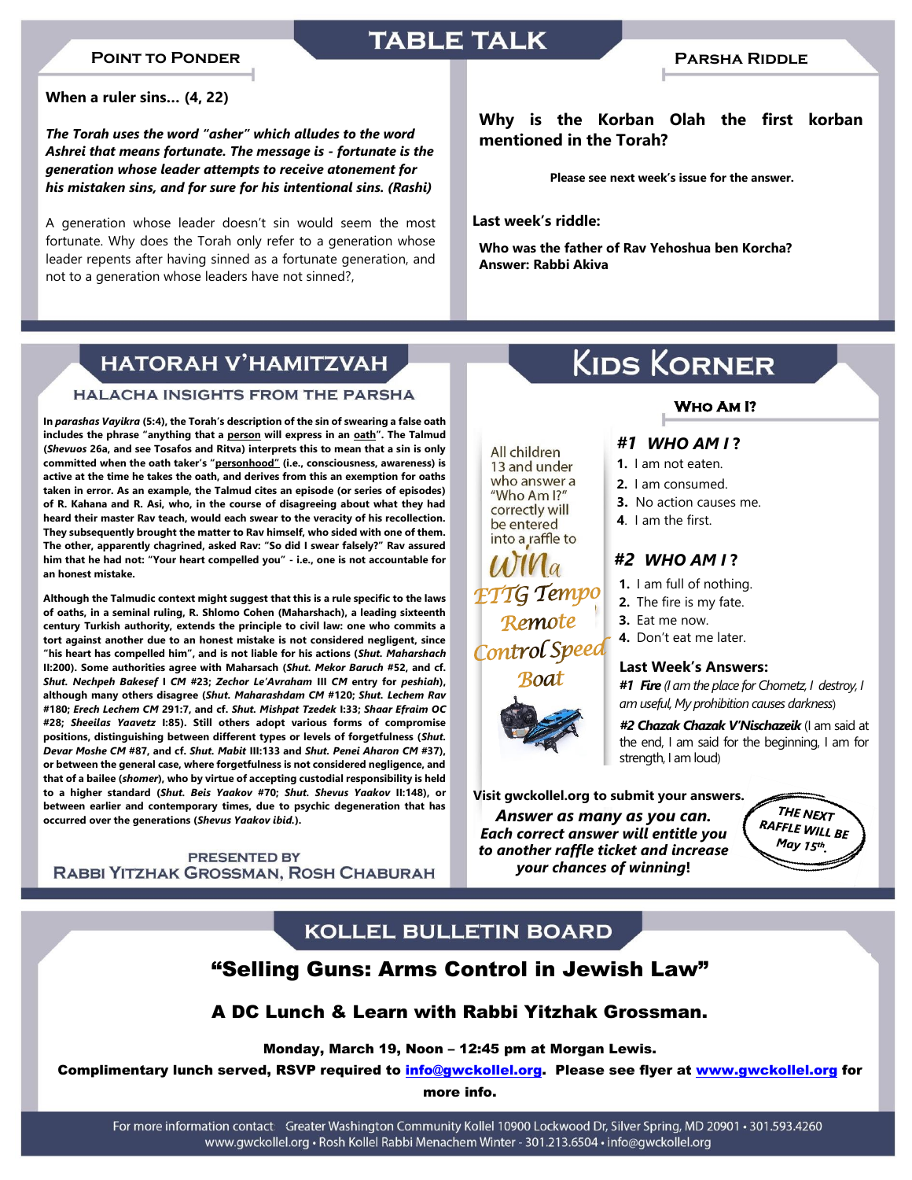# TABLE TALK

## Point to Ponder

**When a ruler sins... (4, 22)**

***The Torah uses the word "asher" which alludes to the word Ashrei that means fortunate. The message is - fortunate is the generation whose leader attempts to receive atonement for his mistaken sins, and for sure for his intentional sins. (Rashi)***

A generation whose leader doesn't sin would seem the most fortunate. Why does the Torah only refer to a generation whose leader repents after having sinned as a fortunate generation, and not to a generation whose leaders have not sinned?,

## Parsha Riddle

**Why is the Korban Olah the first korban mentioned in the Torah?**

**Please see next week's issue for the answer.**

**Last week's riddle:**

**Who was the father of Rav Yehoshua ben Korcha?**
**Answer: Rabbi Akiva**

# HATORAH V'HAMITZVAH

## HALACHA INSIGHTS FROM THE PARSHA

**In *parashas Vayikra* (5:4), the Torah's description of the sin of swearing a false oath includes the phrase "anything that a <u>person</u> will express in an <u>oath</u>". The Talmud (*Shevuos* 26a, and see Tosafos and Ritva) interprets this to mean that a sin is only committed when the oath taker's "<u>personhood</u>" (i.e., consciousness, awareness) is active at the time he takes the oath, and derives from this an exemption for oaths taken in error. As an example, the Talmud cites an episode (or series of episodes) of R. Kahana and R. Asi, who, in the course of disagreeing about what they had heard their master Rav teach, would each swear to the veracity of his recollection. They subsequently brought the matter to Rav himself, who sided with one of them. The other, apparently chagrined, asked Rav: "So did I swear falsely?" Rav assured him that he had not: "Your heart compelled you" - i.e., one is not accountable for an honest mistake.**

**Although the Talmudic context might suggest that this is a rule specific to the laws of oaths, in a seminal ruling, R. Shlomo Cohen (Maharshach), a leading sixteenth century Turkish authority, extends the principle to civil law: one who commits a tort against another due to an honest mistake is not considered negligent, since "his heart has compelled him", and is not liable for his actions (*Shut. Maharshach* II:200). Some authorities agree with Maharsach (*Shut. Mekor Baruch* #52, and cf. *Shut. Nechpeh Bakesef* I CM #23; *Zechor Le'Avraham* III CM entry for *peshiah*), although many others disagree (*Shut. Maharshdam CM* #120; *Shut. Lechem Rav* #180; *Erech Lechem CM* 291:7, and cf. *Shut. Mishpat Tzedek* I:33; *Shaar Efraim OC* #28; *Sheeilas Yaavetz* I:85). Still others adopt various forms of compromise positions, distinguishing between different types or levels of forgetfulness (*Shut. Devar Moshe CM* #87, and cf. *Shut. Mabit* III:133 and *Shut. Penei Aharon CM* #37), or between the general case, where forgetfulness is not considered negligence, and that of a bailee (*shomer*), who by virtue of accepting custodial responsibility is held to a higher standard (*Shut. Beis Yaakov* #70; *Shut. Shevus Yaakov* II:148), or between earlier and contemporary times, due to psychic degeneration that has occurred over the generations (*Shevus Yaakov ibid.*).**

PRESENTED BY
RABBI YITZHAK GROSSMAN, ROSH CHABURAH

# Kids Korner

## Who Am I?

All children 13 and under who answer a "Who Am I?" correctly will be entered into a raffle to win a ETTG Tempo Remote Control Speed Boat

### #1 WHO AM I ?

1. I am not eaten.
2. I am consumed.
3. No action causes me.
4. I am the first.

### #2 WHO AM I ?

1. I am full of nothing.
2. The fire is my fate.
3. Eat me now.
4. Don't eat me later.

**Last Week's Answers:**

***#1 Fire*** *(I am the place for Chometz, I destroy, I am useful, My prohibition causes darkness)*

***#2 Chazak Chazak V'Nischazeik*** (I am said at the end, I am said for the beginning, I am for strength, I am loud)

**Visit gwckollel.org to submit your answers.**

***Answer as many as you can. Each correct answer will entitle you to another raffle ticket and increase your chances of winning!***

*THE NEXT RAFFLE WILL BE May 15th.*

# KOLLEL BULLETIN BOARD

## "Selling Guns: Arms Control in Jewish Law"

### A DC Lunch & Learn with Rabbi Yitzchak Grossman.

**Monday, March 19, Noon – 12:45 pm at Morgan Lewis.**

**Complimentary lunch served, RSVP required to info@gwckollel.org. Please see flyer at www.gwckollel.org for more info.**

For more information contact: Greater Washington Community Kollel 10900 Lockwood Dr, Silver Spring, MD 20901 • 301.593.4260
www.gwckollel.org • Rosh Kollel Rabbi Menachem Winter - 301.213.6504 • info@gwckollel.org